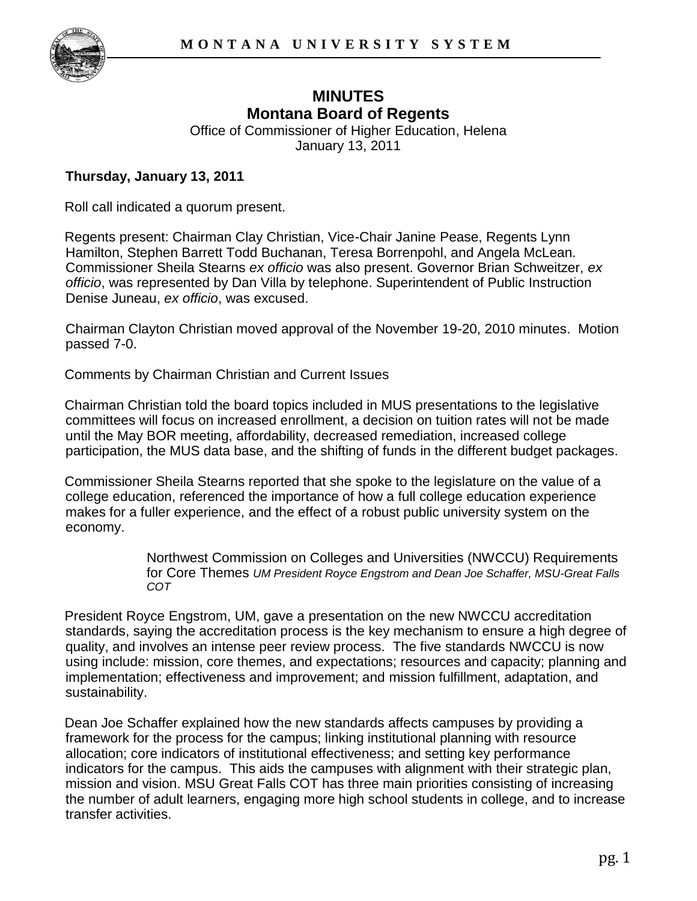# MINUTES
## Montana Board of Regents

Office of Commissioner of Higher Education, Helena
January 13, 2011

**Thursday, January 13, 2011**

Roll call indicated a quorum present.

Regents present: Chairman Clay Christian, Vice-Chair Janine Pease, Regents Lynn Hamilton, Stephen Barrett Todd Buchanan, Teresa Borrenpohl, and Angela McLean. Commissioner Sheila Stearns *ex officio* was also present. Governor Brian Schweitzer, *ex officio*, was represented by Dan Villa by telephone. Superintendent of Public Instruction Denise Juneau, *ex officio*, was excused.

Chairman Clayton Christian moved approval of the November 19-20, 2010 minutes. Motion passed 7-0.

Comments by Chairman Christian and Current Issues

Chairman Christian told the board topics included in MUS presentations to the legislative committees will focus on increased enrollment, a decision on tuition rates will not be made until the May BOR meeting, affordability, decreased remediation, increased college participation, the MUS data base, and the shifting of funds in the different budget packages.

Commissioner Sheila Stearns reported that she spoke to the legislature on the value of a college education, referenced the importance of how a full college education experience makes for a fuller experience, and the effect of a robust public university system on the economy.

Northwest Commission on Colleges and Universities (NWCCU) Requirements for Core Themes *UM President Royce Engstrom and Dean Joe Schaffer, MSU-Great Falls COT*

President Royce Engstrom, UM, gave a presentation on the new NWCCU accreditation standards, saying the accreditation process is the key mechanism to ensure a high degree of quality, and involves an intense peer review process. The five standards NWCCU is now using include: mission, core themes, and expectations; resources and capacity; planning and implementation; effectiveness and improvement; and mission fulfillment, adaptation, and sustainability.

Dean Joe Schaffer explained how the new standards affects campuses by providing a framework for the process for the campus; linking institutional planning with resource allocation; core indicators of institutional effectiveness; and setting key performance indicators for the campus. This aids the campuses with alignment with their strategic plan, mission and vision. MSU Great Falls COT has three main priorities consisting of increasing the number of adult learners, engaging more high school students in college, and to increase transfer activities.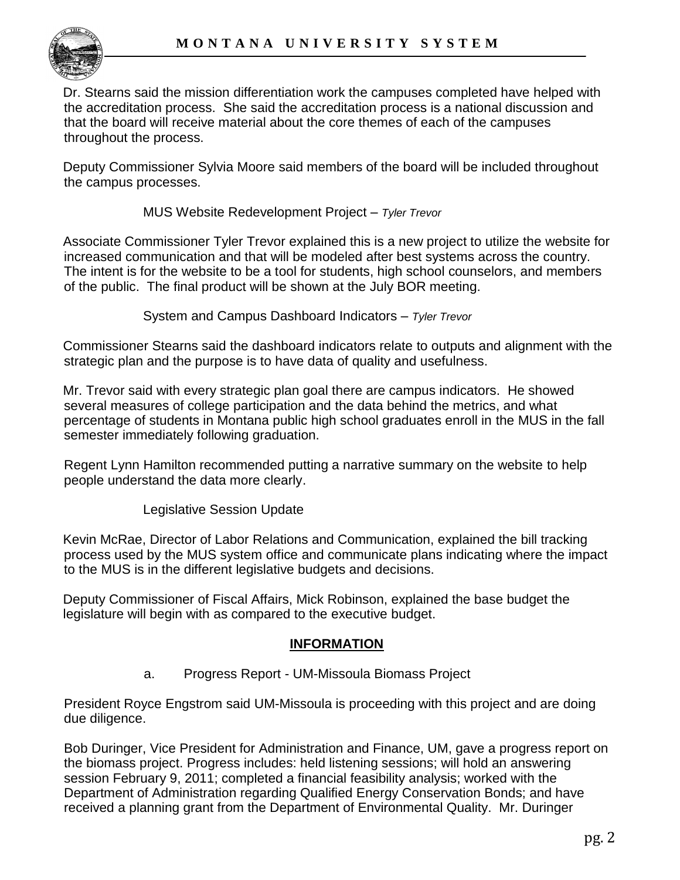Dr. Stearns said the mission differentiation work the campuses completed have helped with the accreditation process. She said the accreditation process is a national discussion and that the board will receive material about the core themes of each of the campuses throughout the process.

Deputy Commissioner Sylvia Moore said members of the board will be included throughout the campus processes.

MUS Website Redevelopment Project – *Tyler Trevor*

Associate Commissioner Tyler Trevor explained this is a new project to utilize the website for increased communication and that will be modeled after best systems across the country. The intent is for the website to be a tool for students, high school counselors, and members of the public. The final product will be shown at the July BOR meeting.

System and Campus Dashboard Indicators – *Tyler Trevor*

Commissioner Stearns said the dashboard indicators relate to outputs and alignment with the strategic plan and the purpose is to have data of quality and usefulness.

Mr. Trevor said with every strategic plan goal there are campus indicators. He showed several measures of college participation and the data behind the metrics, and what percentage of students in Montana public high school graduates enroll in the MUS in the fall semester immediately following graduation.

Regent Lynn Hamilton recommended putting a narrative summary on the website to help people understand the data more clearly.

Legislative Session Update

Kevin McRae, Director of Labor Relations and Communication, explained the bill tracking process used by the MUS system office and communicate plans indicating where the impact to the MUS is in the different legislative budgets and decisions.

Deputy Commissioner of Fiscal Affairs, Mick Robinson, explained the base budget the legislature will begin with as compared to the executive budget.

## INFORMATION

a. Progress Report - UM-Missoula Biomass Project

President Royce Engstrom said UM-Missoula is proceeding with this project and are doing due diligence.

Bob Duringer, Vice President for Administration and Finance, UM, gave a progress report on the biomass project. Progress includes: held listening sessions; will hold an answering session February 9, 2011; completed a financial feasibility analysis; worked with the Department of Administration regarding Qualified Energy Conservation Bonds; and have received a planning grant from the Department of Environmental Quality. Mr. Duringer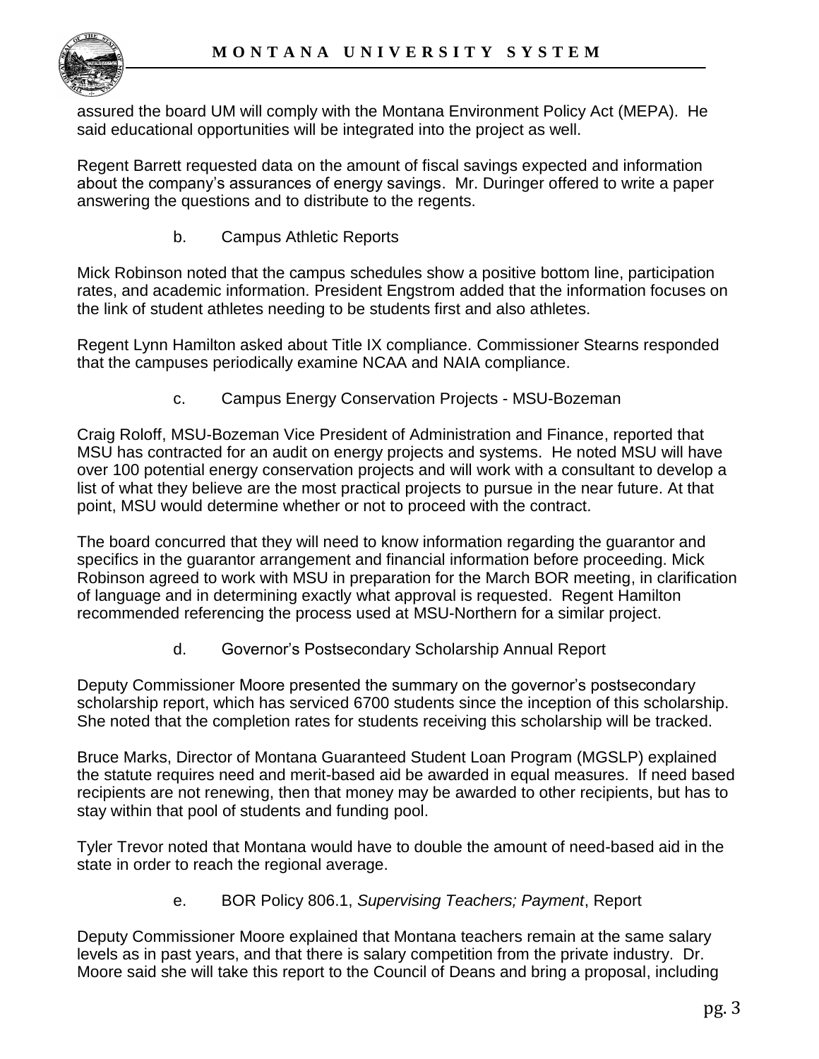assured the board UM will comply with the Montana Environment Policy Act (MEPA). He said educational opportunities will be integrated into the project as well.

Regent Barrett requested data on the amount of fiscal savings expected and information about the company's assurances of energy savings. Mr. Duringer offered to write a paper answering the questions and to distribute to the regents.

b. Campus Athletic Reports

Mick Robinson noted that the campus schedules show a positive bottom line, participation rates, and academic information. President Engstrom added that the information focuses on the link of student athletes needing to be students first and also athletes.

Regent Lynn Hamilton asked about Title IX compliance. Commissioner Stearns responded that the campuses periodically examine NCAA and NAIA compliance.

c. Campus Energy Conservation Projects - MSU-Bozeman

Craig Roloff, MSU-Bozeman Vice President of Administration and Finance, reported that MSU has contracted for an audit on energy projects and systems. He noted MSU will have over 100 potential energy conservation projects and will work with a consultant to develop a list of what they believe are the most practical projects to pursue in the near future. At that point, MSU would determine whether or not to proceed with the contract.

The board concurred that they will need to know information regarding the guarantor and specifics in the guarantor arrangement and financial information before proceeding. Mick Robinson agreed to work with MSU in preparation for the March BOR meeting, in clarification of language and in determining exactly what approval is requested. Regent Hamilton recommended referencing the process used at MSU-Northern for a similar project.

d. Governor's Postsecondary Scholarship Annual Report

Deputy Commissioner Moore presented the summary on the governor's postsecondary scholarship report, which has serviced 6700 students since the inception of this scholarship. She noted that the completion rates for students receiving this scholarship will be tracked.

Bruce Marks, Director of Montana Guaranteed Student Loan Program (MGSLP) explained the statute requires need and merit-based aid be awarded in equal measures. If need based recipients are not renewing, then that money may be awarded to other recipients, but has to stay within that pool of students and funding pool.

Tyler Trevor noted that Montana would have to double the amount of need-based aid in the state in order to reach the regional average.

e. BOR Policy 806.1, *Supervising Teachers; Payment*, Report

Deputy Commissioner Moore explained that Montana teachers remain at the same salary levels as in past years, and that there is salary competition from the private industry. Dr. Moore said she will take this report to the Council of Deans and bring a proposal, including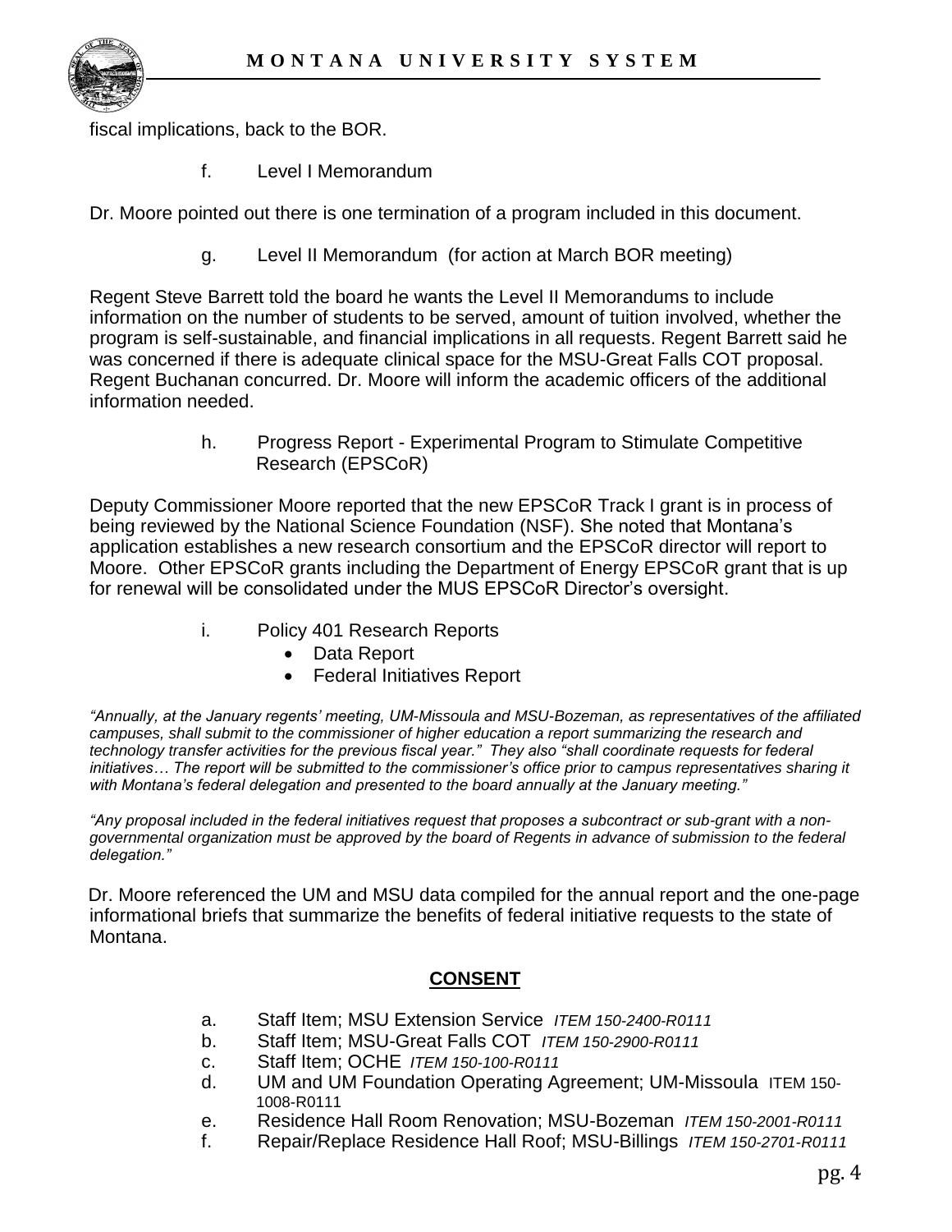fiscal implications, back to the BOR.

f. Level I Memorandum

Dr. Moore pointed out there is one termination of a program included in this document.

g. Level II Memorandum (for action at March BOR meeting)

Regent Steve Barrett told the board he wants the Level II Memorandums to include information on the number of students to be served, amount of tuition involved, whether the program is self-sustainable, and financial implications in all requests. Regent Barrett said he was concerned if there is adequate clinical space for the MSU-Great Falls COT proposal. Regent Buchanan concurred. Dr. Moore will inform the academic officers of the additional information needed.

h. Progress Report - Experimental Program to Stimulate Competitive Research (EPSCoR)

Deputy Commissioner Moore reported that the new EPSCoR Track I grant is in process of being reviewed by the National Science Foundation (NSF). She noted that Montana's application establishes a new research consortium and the EPSCoR director will report to Moore. Other EPSCoR grants including the Department of Energy EPSCoR grant that is up for renewal will be consolidated under the MUS EPSCoR Director's oversight.

i. Policy 401 Research Reports
- Data Report
- Federal Initiatives Report

*"Annually, at the January regents' meeting, UM-Missoula and MSU-Bozeman, as representatives of the affiliated campuses, shall submit to the commissioner of higher education a report summarizing the research and technology transfer activities for the previous fiscal year." They also "shall coordinate requests for federal initiatives… The report will be submitted to the commissioner's office prior to campus representatives sharing it with Montana's federal delegation and presented to the board annually at the January meeting."*

*"Any proposal included in the federal initiatives request that proposes a subcontract or sub-grant with a non-governmental organization must be approved by the board of Regents in advance of submission to the federal delegation."*

Dr. Moore referenced the UM and MSU data compiled for the annual report and the one-page informational briefs that summarize the benefits of federal initiative requests to the state of Montana.

## CONSENT

a. Staff Item; MSU Extension Service *ITEM 150-2400-R0111*
b. Staff Item; MSU-Great Falls COT *ITEM 150-2900-R0111*
c. Staff Item; OCHE *ITEM 150-100-R0111*
d. UM and UM Foundation Operating Agreement; UM-Missoula ITEM 150-1008-R0111
e. Residence Hall Room Renovation; MSU-Bozeman *ITEM 150-2001-R0111*
f. Repair/Replace Residence Hall Roof; MSU-Billings *ITEM 150-2701-R0111*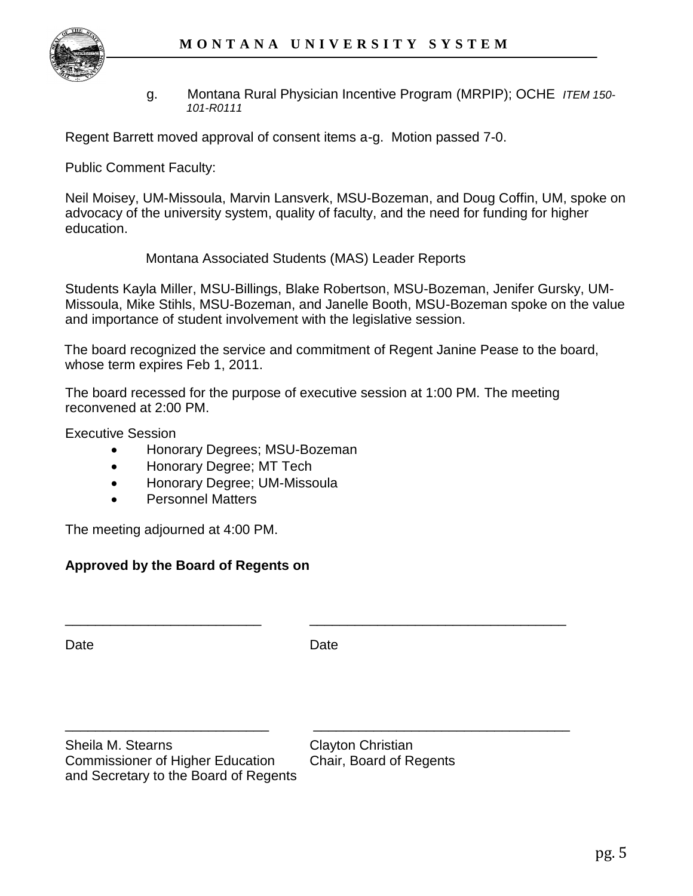g. Montana Rural Physician Incentive Program (MRPIP); OCHE *ITEM 150-101-R0111*

Regent Barrett moved approval of consent items a-g. Motion passed 7-0.

Public Comment Faculty:

Neil Moisey, UM-Missoula, Marvin Lansverk, MSU-Bozeman, and Doug Coffin, UM, spoke on advocacy of the university system, quality of faculty, and the need for funding for higher education.

Montana Associated Students (MAS) Leader Reports

Students Kayla Miller, MSU-Billings, Blake Robertson, MSU-Bozeman, Jenifer Gursky, UM-Missoula, Mike Stihls, MSU-Bozeman, and Janelle Booth, MSU-Bozeman spoke on the value and importance of student involvement with the legislative session.

The board recognized the service and commitment of Regent Janine Pease to the board, whose term expires Feb 1, 2011.

The board recessed for the purpose of executive session at 1:00 PM. The meeting reconvened at 2:00 PM.

Executive Session

- Honorary Degrees; MSU-Bozeman
- Honorary Degree; MT Tech
- Honorary Degree; UM-Missoula
- Personnel Matters

The meeting adjourned at 4:00 PM.

**Approved by the Board of Regents on**

___________________________ ___________________________

Date Date

___________________________ ___________________________

Sheila M. Stearns
Commissioner of Higher Education
and Secretary to the Board of Regents

Clayton Christian
Chair, Board of Regents